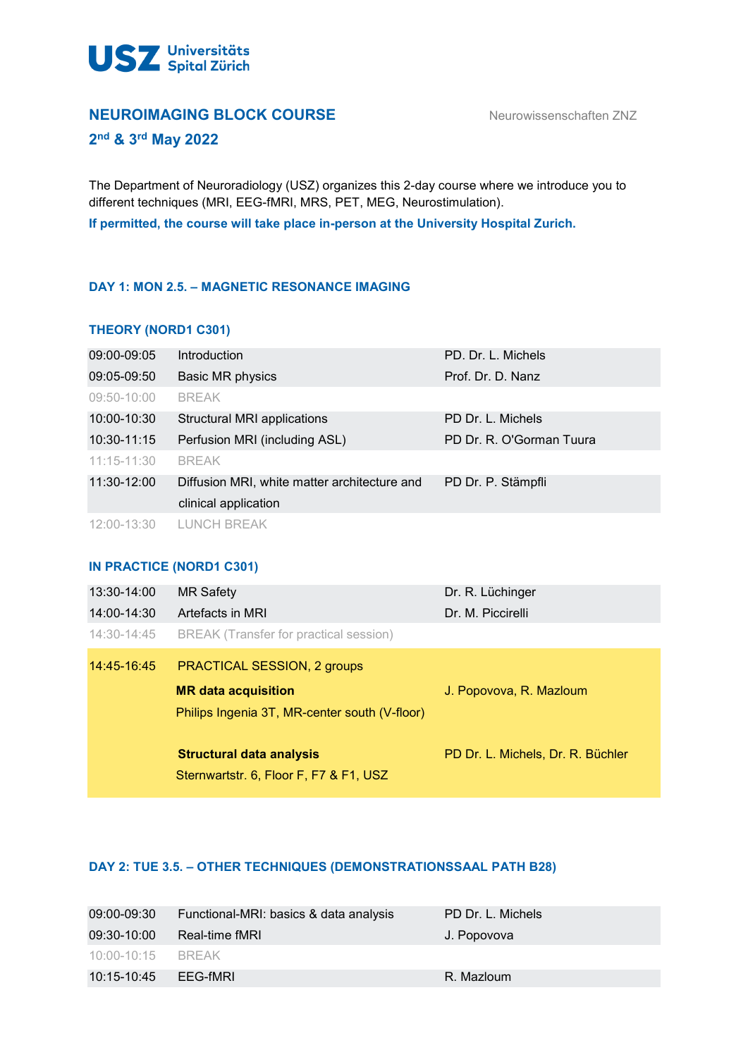USZ Universitäts Spital Zürich

## NEUROIMAGING BLOCK COURSE

Neurowissenschaften ZNZ

### 2nd & 3rd May 2022

The Department of Neuroradiology (USZ) organizes this 2-day course where we introduce you to different techniques (MRI, EEG-fMRI, MRS, PET, MEG, Neurostimulation).

**If permitted, the course will take place in-person at the University Hospital Zurich.**

### DAY 1: MON 2.5. – MAGNETIC RESONANCE IMAGING

#### THEORY (NORD1 C301)

| Time | Topic | Speaker |
|---|---|---|
| 09:00-09:05 | Introduction | PD. Dr. L. Michels |
| 09:05-09:50 | Basic MR physics | Prof. Dr. D. Nanz |
| 09:50-10:00 | BREAK | |
| 10:00-10:30 | Structural MRI applications | PD Dr. L. Michels |
| 10:30-11:15 | Perfusion MRI (including ASL) | PD Dr. R. O'Gorman Tuura |
| 11:15-11:30 | BREAK | |
| 11:30-12:00 | Diffusion MRI, white matter architecture and clinical application | PD Dr. P. Stämpfli |
| 12:00-13:30 | LUNCH BREAK | |

#### IN PRACTICE (NORD1 C301)

| Time | Topic | Speaker |
|---|---|---|
| 13:30-14:00 | MR Safety | Dr. R. Lüchinger |
| 14:00-14:30 | Artefacts in MRI | Dr. M. Piccirelli |
| 14:30-14:45 | BREAK (Transfer for practical session) | |
| 14:45-16:45 | PRACTICAL SESSION, 2 groups | |
| | **MR data acquisition**<br>Philips Ingenia 3T, MR-center south (V-floor) | J. Popovova, R. Mazloum |
| | **Structural data analysis**<br>Sternwartstr. 6, Floor F, F7 & F1, USZ | PD Dr. L. Michels, Dr. R. Büchler |

### DAY 2: TUE 3.5. – OTHER TECHNIQUES (DEMONSTRATIONSSAAL PATH B28)

| Time | Topic | Speaker |
|---|---|---|
| 09:00-09:30 | Functional-MRI: basics & data analysis | PD Dr. L. Michels |
| 09:30-10:00 | Real-time fMRI | J. Popovova |
| 10:00-10:15 | BREAK | |
| 10:15-10:45 | EEG-fMRI | R. Mazloum |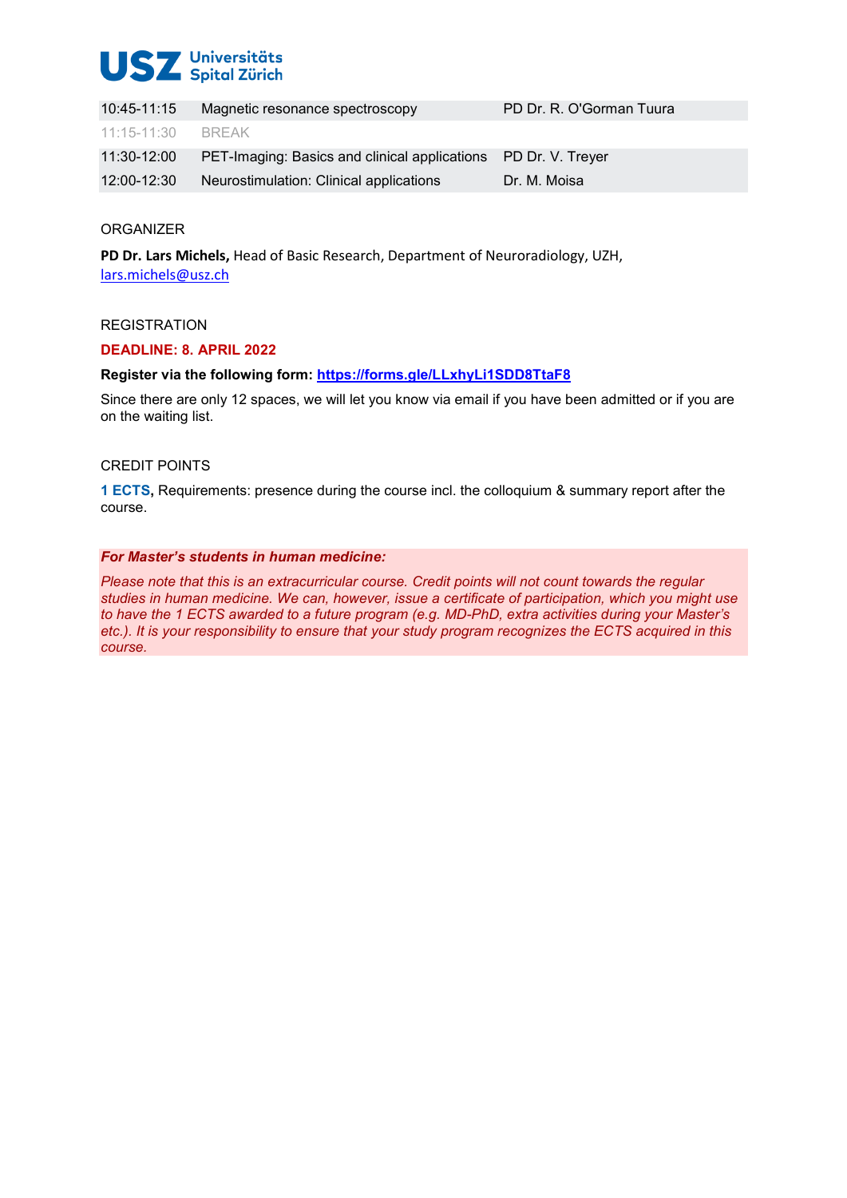| | | |
|---|---|---|
| 10:45-11:15 | Magnetic resonance spectroscopy | PD Dr. R. O'Gorman Tuura |
| 11:15-11:30 | BREAK | |
| 11:30-12:00 | PET-Imaging: Basics and clinical applications | PD Dr. V. Treyer |
| 12:00-12:30 | Neurostimulation: Clinical applications | Dr. M. Moisa |

ORGANIZER

**PD Dr. Lars Michels,** Head of Basic Research, Department of Neuroradiology, UZH, lars.michels@usz.ch

REGISTRATION

**DEADLINE: 8. APRIL 2022**

**Register via the following form: https://forms.gle/LLxhyLi1SDD8TtaF8**

Since there are only 12 spaces, we will let you know via email if you have been admitted or if you are on the waiting list.

CREDIT POINTS

**1 ECTS,** Requirements: presence during the course incl. the colloquium & summary report after the course.

***For Master's students in human medicine:***

*Please note that this is an extracurricular course. Credit points will not count towards the regular studies in human medicine. We can, however, issue a certificate of participation, which you might use to have the 1 ECTS awarded to a future program (e.g. MD-PhD, extra activities during your Master's etc.). It is your responsibility to ensure that your study program recognizes the ECTS acquired in this course.*